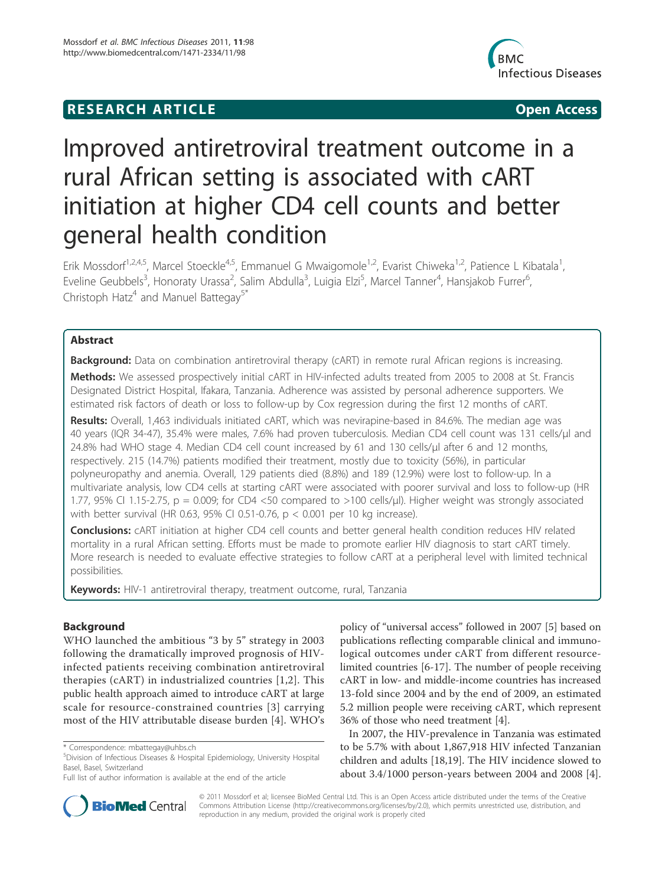RESEARCH ARTICLE Open Access

# Improved antiretroviral treatment outcome in a rural African setting is associated with cART initiation at higher CD4 cell counts and better general health condition

Erik Mossdorf[1,2,4,5], Marcel Stoeckle[4,5], Emmanuel G Mwaigomole[1,2], Evarist Chiweka[1,2], Patience L Kibatala[1], Eveline Geubbels[3], Honoraty Urassa[2], Salim Abdulla[3], Luigia Elzi[5], Marcel Tanner[4], Hansjakob Furrer[6], Christoph Hatz[4] and Manuel Battegay[5*]

## Abstract

**Background:** Data on combination antiretroviral therapy (cART) in remote rural African regions is increasing.

**Methods:** We assessed prospectively initial cART in HIV-infected adults treated from 2005 to 2008 at St. Francis Designated District Hospital, Ifakara, Tanzania. Adherence was assisted by personal adherence supporters. We estimated risk factors of death or loss to follow-up by Cox regression during the first 12 months of cART.

**Results:** Overall, 1,463 individuals initiated cART, which was nevirapine-based in 84.6%. The median age was 40 years (IQR 34-47), 35.4% were males, 7.6% had proven tuberculosis. Median CD4 cell count was 131 cells/μl and 24.8% had WHO stage 4. Median CD4 cell count increased by 61 and 130 cells/μl after 6 and 12 months, respectively. 215 (14.7%) patients modified their treatment, mostly due to toxicity (56%), in particular polyneuropathy and anemia. Overall, 129 patients died (8.8%) and 189 (12.9%) were lost to follow-up. In a multivariate analysis, low CD4 cells at starting cART were associated with poorer survival and loss to follow-up (HR 1.77, 95% CI 1.15-2.75, $p = 0.009$; for CD4 <50 compared to >100 cells/μl). Higher weight was strongly associated with better survival (HR 0.63, 95% CI 0.51-0.76, $p < 0.001$ per 10 kg increase).

**Conclusions:** cART initiation at higher CD4 cell counts and better general health condition reduces HIV related mortality in a rural African setting. Efforts must be made to promote earlier HIV diagnosis to start cART timely. More research is needed to evaluate effective strategies to follow cART at a peripheral level with limited technical possibilities.

**Keywords:** HIV-1 antiretroviral therapy, treatment outcome, rural, Tanzania

## Background

WHO launched the ambitious "3 by 5" strategy in 2003 following the dramatically improved prognosis of HIV-infected patients receiving combination antiretroviral therapies (cART) in industrialized countries [1,2]. This public health approach aimed to introduce cART at large scale for resource-constrained countries [3] carrying most of the HIV attributable disease burden [4]. WHO's policy of "universal access" followed in 2007 [5] based on publications reflecting comparable clinical and immunological outcomes under cART from different resource-limited countries [6-17]. The number of people receiving cART in low- and middle-income countries has increased 13-fold since 2004 and by the end of 2009, an estimated 5.2 million people were receiving cART, which represent 36% of those who need treatment [4].

In 2007, the HIV-prevalence in Tanzania was estimated to be 5.7% with about 1,867,918 HIV infected Tanzanian children and adults [18,19]. The HIV incidence slowed to about 3.4/1000 person-years between 2004 and 2008 [4].

\* Correspondence: mbattegay@uhbs.ch

[5]Division of Infectious Diseases & Hospital Epidemiology, University Hospital Basel, Basel, Switzerland

Full list of author information is available at the end of the article

© 2011 Mossdorf et al; licensee BioMed Central Ltd. This is an Open Access article distributed under the terms of the Creative Commons Attribution License (http://creativecommons.org/licenses/by/2.0), which permits unrestricted use, distribution, and reproduction in any medium, provided the original work is properly cited.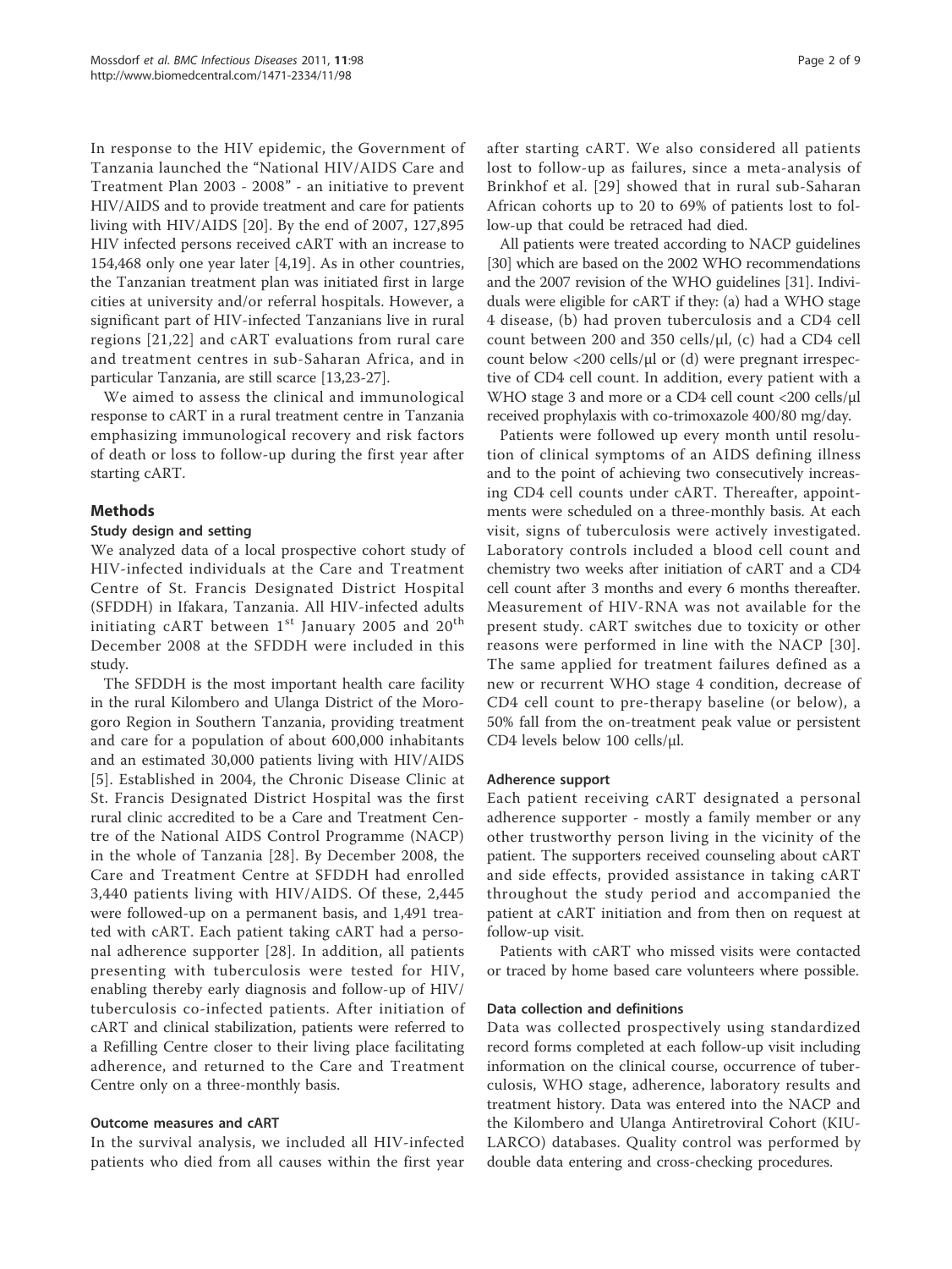In response to the HIV epidemic, the Government of Tanzania launched the "National HIV/AIDS Care and Treatment Plan 2003 - 2008" - an initiative to prevent HIV/AIDS and to provide treatment and care for patients living with HIV/AIDS [20]. By the end of 2007, 127,895 HIV infected persons received cART with an increase to 154,468 only one year later [4,19]. As in other countries, the Tanzanian treatment plan was initiated first in large cities at university and/or referral hospitals. However, a significant part of HIV-infected Tanzanians live in rural regions [21,22] and cART evaluations from rural care and treatment centres in sub-Saharan Africa, and in particular Tanzania, are still scarce [13,23-27].

We aimed to assess the clinical and immunological response to cART in a rural treatment centre in Tanzania emphasizing immunological recovery and risk factors of death or loss to follow-up during the first year after starting cART.

## Methods

### Study design and setting

We analyzed data of a local prospective cohort study of HIV-infected individuals at the Care and Treatment Centre of St. Francis Designated District Hospital (SFDDH) in Ifakara, Tanzania. All HIV-infected adults initiating cART between 1st January 2005 and 20th December 2008 at the SFDDH were included in this study.

The SFDDH is the most important health care facility in the rural Kilombero and Ulanga District of the Morogoro Region in Southern Tanzania, providing treatment and care for a population of about 600,000 inhabitants and an estimated 30,000 patients living with HIV/AIDS [5]. Established in 2004, the Chronic Disease Clinic at St. Francis Designated District Hospital was the first rural clinic accredited to be a Care and Treatment Centre of the National AIDS Control Programme (NACP) in the whole of Tanzania [28]. By December 2008, the Care and Treatment Centre at SFDDH had enrolled 3,440 patients living with HIV/AIDS. Of these, 2,445 were followed-up on a permanent basis, and 1,491 treated with cART. Each patient taking cART had a personal adherence supporter [28]. In addition, all patients presenting with tuberculosis were tested for HIV, enabling thereby early diagnosis and follow-up of HIV/tuberculosis co-infected patients. After initiation of cART and clinical stabilization, patients were referred to a Refilling Centre closer to their living place facilitating adherence, and returned to the Care and Treatment Centre only on a three-monthly basis.

### Outcome measures and cART

In the survival analysis, we included all HIV-infected patients who died from all causes within the first year after starting cART. We also considered all patients lost to follow-up as failures, since a meta-analysis of Brinkhof et al. [29] showed that in rural sub-Saharan African cohorts up to 20 to 69% of patients lost to follow-up that could be retraced had died.

All patients were treated according to NACP guidelines [30] which are based on the 2002 WHO recommendations and the 2007 revision of the WHO guidelines [31]. Individuals were eligible for cART if they: (a) had a WHO stage 4 disease, (b) had proven tuberculosis and a CD4 cell count between 200 and 350 cells/μl, (c) had a CD4 cell count below <200 cells/μl or (d) were pregnant irrespective of CD4 cell count. In addition, every patient with a WHO stage 3 and more or a CD4 cell count <200 cells/μl received prophylaxis with co-trimoxazole 400/80 mg/day.

Patients were followed up every month until resolution of clinical symptoms of an AIDS defining illness and to the point of achieving two consecutively increasing CD4 cell counts under cART. Thereafter, appointments were scheduled on a three-monthly basis. At each visit, signs of tuberculosis were actively investigated. Laboratory controls included a blood cell count and chemistry two weeks after initiation of cART and a CD4 cell count after 3 months and every 6 months thereafter. Measurement of HIV-RNA was not available for the present study. cART switches due to toxicity or other reasons were performed in line with the NACP [30]. The same applied for treatment failures defined as a new or recurrent WHO stage 4 condition, decrease of CD4 cell count to pre-therapy baseline (or below), a 50% fall from the on-treatment peak value or persistent CD4 levels below 100 cells/μl.

### Adherence support

Each patient receiving cART designated a personal adherence supporter - mostly a family member or any other trustworthy person living in the vicinity of the patient. The supporters received counseling about cART and side effects, provided assistance in taking cART throughout the study period and accompanied the patient at cART initiation and from then on request at follow-up visit.

Patients with cART who missed visits were contacted or traced by home based care volunteers where possible.

### Data collection and definitions

Data was collected prospectively using standardized record forms completed at each follow-up visit including information on the clinical course, occurrence of tuberculosis, WHO stage, adherence, laboratory results and treatment history. Data was entered into the NACP and the Kilombero and Ulanga Antiretroviral Cohort (KIULARCO) databases. Quality control was performed by double data entering and cross-checking procedures.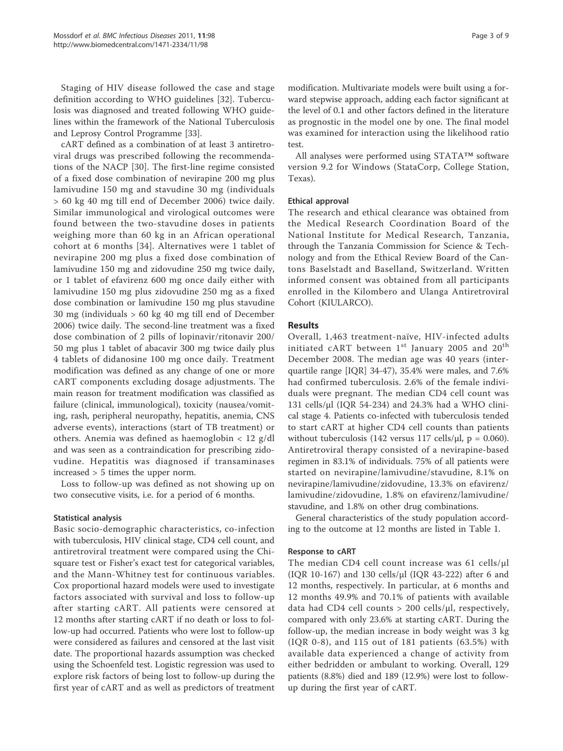Staging of HIV disease followed the case and stage definition according to WHO guidelines [32]. Tuberculosis was diagnosed and treated following WHO guidelines within the framework of the National Tuberculosis and Leprosy Control Programme [33].

cART defined as a combination of at least 3 antiretroviral drugs was prescribed following the recommendations of the NACP [30]. The first-line regime consisted of a fixed dose combination of nevirapine 200 mg plus lamivudine 150 mg and stavudine 30 mg (individuals > 60 kg 40 mg till end of December 2006) twice daily. Similar immunological and virological outcomes were found between the two-stavudine doses in patients weighing more than 60 kg in an African operational cohort at 6 months [34]. Alternatives were 1 tablet of nevirapine 200 mg plus a fixed dose combination of lamivudine 150 mg and zidovudine 250 mg twice daily, or 1 tablet of efavirenz 600 mg once daily either with lamivudine 150 mg plus zidovudine 250 mg as a fixed dose combination or lamivudine 150 mg plus stavudine 30 mg (individuals > 60 kg 40 mg till end of December 2006) twice daily. The second-line treatment was a fixed dose combination of 2 pills of lopinavir/ritonavir 200/50 mg plus 1 tablet of abacavir 300 mg twice daily plus 4 tablets of didanosine 100 mg once daily. Treatment modification was defined as any change of one or more cART components excluding dosage adjustments. The main reason for treatment modification was classified as failure (clinical, immunological), toxicity (nausea/vomiting, rash, peripheral neuropathy, hepatitis, anemia, CNS adverse events), interactions (start of TB treatment) or others. Anemia was defined as haemoglobin < 12 g/dl and was seen as a contraindication for prescribing zidovudine. Hepatitis was diagnosed if transaminases increased > 5 times the upper norm.

Loss to follow-up was defined as not showing up on two consecutive visits, i.e. for a period of 6 months.

### Statistical analysis

Basic socio-demographic characteristics, co-infection with tuberculosis, HIV clinical stage, CD4 cell count, and antiretroviral treatment were compared using the Chi-square test or Fisher's exact test for categorical variables, and the Mann-Whitney test for continuous variables. Cox proportional hazard models were used to investigate factors associated with survival and loss to follow-up after starting cART. All patients were censored at 12 months after starting cART if no death or loss to follow-up had occurred. Patients who were lost to follow-up were considered as failures and censored at the last visit date. The proportional hazards assumption was checked using the Schoenfeld test. Logistic regression was used to explore risk factors of being lost to follow-up during the first year of cART and as well as predictors of treatment modification. Multivariate models were built using a forward stepwise approach, adding each factor significant at the level of 0.1 and other factors defined in the literature as prognostic in the model one by one. The final model was examined for interaction using the likelihood ratio test.

All analyses were performed using STATA™ software version 9.2 for Windows (StataCorp, College Station, Texas).

### Ethical approval

The research and ethical clearance was obtained from the Medical Research Coordination Board of the National Institute for Medical Research, Tanzania, through the Tanzania Commission for Science & Technology and from the Ethical Review Board of the Cantons Baselstadt and Baselland, Switzerland. Written informed consent was obtained from all participants enrolled in the Kilombero and Ulanga Antiretroviral Cohort (KIULARCO).

## Results

Overall, 1,463 treatment-naïve, HIV-infected adults initiated cART between 1st January 2005 and 20th December 2008. The median age was 40 years (interquartile range [IQR] 34-47), 35.4% were males, and 7.6% had confirmed tuberculosis. 2.6% of the female individuals were pregnant. The median CD4 cell count was 131 cells/μl (IQR 54-234) and 24.3% had a WHO clinical stage 4. Patients co-infected with tuberculosis tended to start cART at higher CD4 cell counts than patients without tuberculosis (142 versus 117 cells/μl, $p = 0.060$). Antiretroviral therapy consisted of a nevirapine-based regimen in 83.1% of individuals. 75% of all patients were started on nevirapine/lamivudine/stavudine, 8.1% on nevirapine/lamivudine/zidovudine, 13.3% on efavirenz/lamivudine/zidovudine, 1.8% on efavirenz/lamivudine/stavudine, and 1.8% on other drug combinations.

General characteristics of the study population according to the outcome at 12 months are listed in Table 1.

### Response to cART

The median CD4 cell count increase was 61 cells/μl (IQR 10-167) and 130 cells/μl (IQR 43-222) after 6 and 12 months, respectively. In particular, at 6 months and 12 months 49.9% and 70.1% of patients with available data had CD4 cell counts > 200 cells/μl, respectively, compared with only 23.6% at starting cART. During the follow-up, the median increase in body weight was 3 kg (IQR 0-8), and 115 out of 181 patients (63.5%) with available data experienced a change of activity from either bedridden or ambulant to working. Overall, 129 patients (8.8%) died and 189 (12.9%) were lost to follow-up during the first year of cART.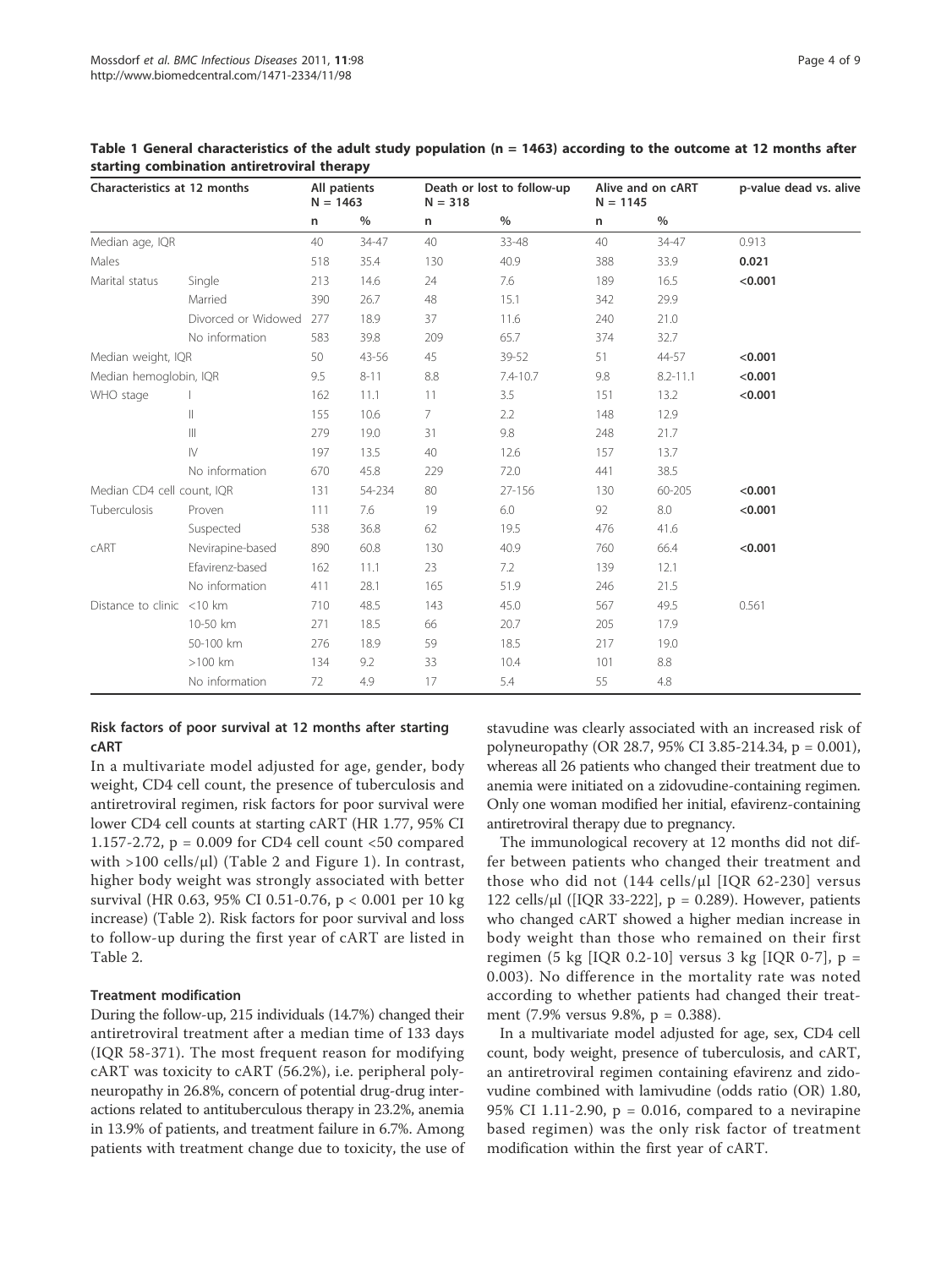**Table 1 General characteristics of the adult study population (n = 1463) according to the outcome at 12 months after starting combination antiretroviral therapy**

| Characteristics at 12 months | | All patients N = 1463 | | Death or lost to follow-up N = 318 | | Alive and on cART N = 1145 | | p-value dead vs. alive |
|---|---|---|---|---|---|---|---|---|
| | | n | % | n | % | n | % | |
| Median age, IQR | | 40 | 34-47 | 40 | 33-48 | 40 | 34-47 | 0.913 |
| Males | | 518 | 35.4 | 130 | 40.9 | 388 | 33.9 | **0.021** |
| Marital status | Single | 213 | 14.6 | 24 | 7.6 | 189 | 16.5 | **<0.001** |
| | Married | 390 | 26.7 | 48 | 15.1 | 342 | 29.9 | |
| | Divorced or Widowed | 277 | 18.9 | 37 | 11.6 | 240 | 21.0 | |
| | No information | 583 | 39.8 | 209 | 65.7 | 374 | 32.7 | |
| Median weight, IQR | | 50 | 43-56 | 45 | 39-52 | 51 | 44-57 | **<0.001** |
| Median hemoglobin, IQR | | 9.5 | 8-11 | 8.8 | 7.4-10.7 | 9.8 | 8.2-11.1 | **<0.001** |
| WHO stage | I | 162 | 11.1 | 11 | 3.5 | 151 | 13.2 | **<0.001** |
| | II | 155 | 10.6 | 7 | 2.2 | 148 | 12.9 | |
| | III | 279 | 19.0 | 31 | 9.8 | 248 | 21.7 | |
| | IV | 197 | 13.5 | 40 | 12.6 | 157 | 13.7 | |
| | No information | 670 | 45.8 | 229 | 72.0 | 441 | 38.5 | |
| Median CD4 cell count, IQR | | 131 | 54-234 | 80 | 27-156 | 130 | 60-205 | **<0.001** |
| Tuberculosis | Proven | 111 | 7.6 | 19 | 6.0 | 92 | 8.0 | **<0.001** |
| | Suspected | 538 | 36.8 | 62 | 19.5 | 476 | 41.6 | |
| cART | Nevirapine-based | 890 | 60.8 | 130 | 40.9 | 760 | 66.4 | **<0.001** |
| | Efavirenz-based | 162 | 11.1 | 23 | 7.2 | 139 | 12.1 | |
| | No information | 411 | 28.1 | 165 | 51.9 | 246 | 21.5 | |
| Distance to clinic | <10 km | 710 | 48.5 | 143 | 45.0 | 567 | 49.5 | 0.561 |
| | 10-50 km | 271 | 18.5 | 66 | 20.7 | 205 | 17.9 | |
| | 50-100 km | 276 | 18.9 | 59 | 18.5 | 217 | 19.0 | |
| | >100 km | 134 | 9.2 | 33 | 10.4 | 101 | 8.8 | |
| | No information | 72 | 4.9 | 17 | 5.4 | 55 | 4.8 | |

### Risk factors of poor survival at 12 months after starting cART

In a multivariate model adjusted for age, gender, body weight, CD4 cell count, the presence of tuberculosis and antiretroviral regimen, risk factors for poor survival were lower CD4 cell counts at starting cART (HR 1.77, 95% CI 1.157-2.72, p = 0.009 for CD4 cell count <50 compared with >100 cells/μl) (Table 2 and Figure 1). In contrast, higher body weight was strongly associated with better survival (HR 0.63, 95% CI 0.51-0.76, p < 0.001 per 10 kg increase) (Table 2). Risk factors for poor survival and loss to follow-up during the first year of cART are listed in Table 2.

### Treatment modification

During the follow-up, 215 individuals (14.7%) changed their antiretroviral treatment after a median time of 133 days (IQR 58-371). The most frequent reason for modifying cART was toxicity to cART (56.2%), i.e. peripheral polyneuropathy in 26.8%, concern of potential drug-drug interactions related to antituberculous therapy in 23.2%, anemia in 13.9% of patients, and treatment failure in 6.7%. Among patients with treatment change due to toxicity, the use of stavudine was clearly associated with an increased risk of polyneuropathy (OR 28.7, 95% CI 3.85-214.34, p = 0.001), whereas all 26 patients who changed their treatment due to anemia were initiated on a zidovudine-containing regimen. Only one woman modified her initial, efavirenz-containing antiretroviral therapy due to pregnancy.

The immunological recovery at 12 months did not differ between patients who changed their treatment and those who did not (144 cells/μl [IQR 62-230] versus 122 cells/μl ([IQR 33-222], p = 0.289). However, patients who changed cART showed a higher median increase in body weight than those who remained on their first regimen (5 kg [IQR 0.2-10] versus 3 kg [IQR 0-7], p = 0.003). No difference in the mortality rate was noted according to whether patients had changed their treatment (7.9% versus 9.8%, p = 0.388).

In a multivariate model adjusted for age, sex, CD4 cell count, body weight, presence of tuberculosis, and cART, an antiretroviral regimen containing efavirenz and zidovudine combined with lamivudine (odds ratio (OR) 1.80, 95% CI 1.11-2.90, p = 0.016, compared to a nevirapine based regimen) was the only risk factor of treatment modification within the first year of cART.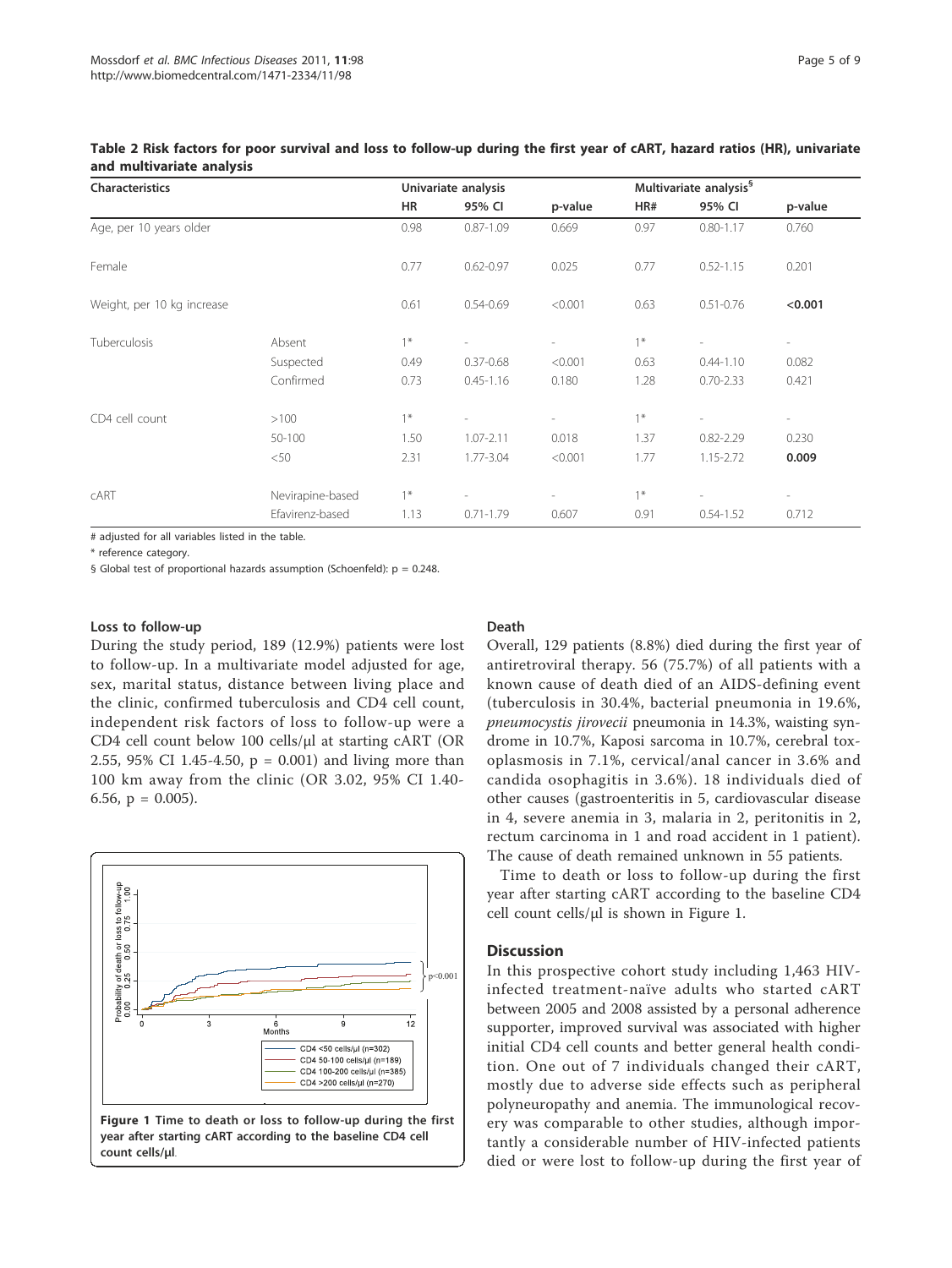**Table 2 Risk factors for poor survival and loss to follow-up during the first year of cART, hazard ratios (HR), univariate and multivariate analysis**

| Characteristics | | Univariate analysis | | | Multivariate analysis[§] | | |
|---|---|---|---|---|---|---|---|
| | | HR | 95% CI | p-value | HR# | 95% CI | p-value |
| Age, per 10 years older | | 0.98 | 0.87-1.09 | 0.669 | 0.97 | 0.80-1.17 | 0.760 |
| Female | | 0.77 | 0.62-0.97 | 0.025 | 0.77 | 0.52-1.15 | 0.201 |
| Weight, per 10 kg increase | | 0.61 | 0.54-0.69 | <0.001 | 0.63 | 0.51-0.76 | **<0.001** |
| Tuberculosis | Absent | 1* | - | - | 1* | - | - |
| | Suspected | 0.49 | 0.37-0.68 | <0.001 | 0.63 | 0.44-1.10 | 0.082 |
| | Confirmed | 0.73 | 0.45-1.16 | 0.180 | 1.28 | 0.70-2.33 | 0.421 |
| CD4 cell count | >100 | 1* | - | - | 1* | - | - |
| | 50-100 | 1.50 | 1.07-2.11 | 0.018 | 1.37 | 0.82-2.29 | 0.230 |
| | <50 | 2.31 | 1.77-3.04 | <0.001 | 1.77 | 1.15-2.72 | **0.009** |
| cART | Nevirapine-based | 1* | - | - | 1* | - | - |
| | Efavirenz-based | 1.13 | 0.71-1.79 | 0.607 | 0.91 | 0.54-1.52 | 0.712 |

\# adjusted for all variables listed in the table.

\* reference category.

§ Global test of proportional hazards assumption (Schoenfeld): p = 0.248.

### Loss to follow-up

During the study period, 189 (12.9%) patients were lost to follow-up. In a multivariate model adjusted for age, sex, marital status, distance between living place and the clinic, confirmed tuberculosis and CD4 cell count, independent risk factors of loss to follow-up were a CD4 cell count below 100 cells/μl at starting cART (OR 2.55, 95% CI 1.45-4.50, p = 0.001) and living more than 100 km away from the clinic (OR 3.02, 95% CI 1.40-6.56, p = 0.005).

**Figure 1 Time to death or loss to follow-up during the first year after starting cART according to the baseline CD4 cell count cells/μl**.

### Death

Overall, 129 patients (8.8%) died during the first year of antiretroviral therapy. 56 (75.7%) of all patients with a known cause of death died of an AIDS-defining event (tuberculosis in 30.4%, bacterial pneumonia in 19.6%, *pneumocystis jirovecii* pneumonia in 14.3%, waisting syndrome in 10.7%, Kaposi sarcoma in 10.7%, cerebral toxoplasmosis in 7.1%, cervical/anal cancer in 3.6% and candida osophagitis in 3.6%). 18 individuals died of other causes (gastroenteritis in 5, cardiovascular disease in 4, severe anemia in 3, malaria in 2, peritonitis in 2, rectum carcinoma in 1 and road accident in 1 patient). The cause of death remained unknown in 55 patients.

Time to death or loss to follow-up during the first year after starting cART according to the baseline CD4 cell count cells/μl is shown in Figure 1.

## Discussion

In this prospective cohort study including 1,463 HIV-infected treatment-naïve adults who started cART between 2005 and 2008 assisted by a personal adherence supporter, improved survival was associated with higher initial CD4 cell counts and better general health condition. One out of 7 individuals changed their cART, mostly due to adverse side effects such as peripheral polyneuropathy and anemia. The immunological recovery was comparable to other studies, although importantly a considerable number of HIV-infected patients died or were lost to follow-up during the first year of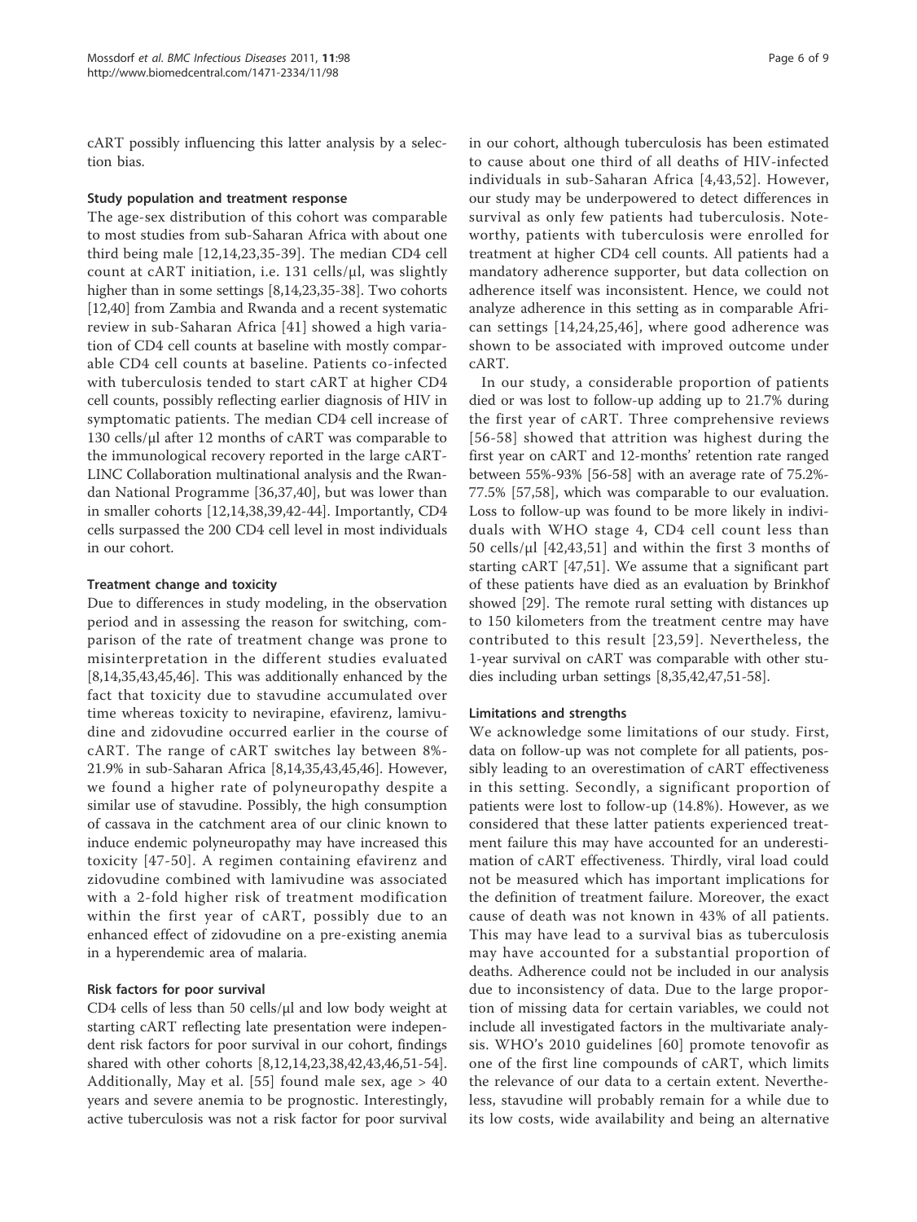cART possibly influencing this latter analysis by a selection bias.

### Study population and treatment response

The age-sex distribution of this cohort was comparable to most studies from sub-Saharan Africa with about one third being male [12,14,23,35-39]. The median CD4 cell count at cART initiation, i.e. 131 cells/μl, was slightly higher than in some settings [8,14,23,35-38]. Two cohorts [12,40] from Zambia and Rwanda and a recent systematic review in sub-Saharan Africa [41] showed a high variation of CD4 cell counts at baseline with mostly comparable CD4 cell counts at baseline. Patients co-infected with tuberculosis tended to start cART at higher CD4 cell counts, possibly reflecting earlier diagnosis of HIV in symptomatic patients. The median CD4 cell increase of 130 cells/μl after 12 months of cART was comparable to the immunological recovery reported in the large cART-LINC Collaboration multinational analysis and the Rwandan National Programme [36,37,40], but was lower than in smaller cohorts [12,14,38,39,42-44]. Importantly, CD4 cells surpassed the 200 CD4 cell level in most individuals in our cohort.

### Treatment change and toxicity

Due to differences in study modeling, in the observation period and in assessing the reason for switching, comparison of the rate of treatment change was prone to misinterpretation in the different studies evaluated [8,14,35,43,45,46]. This was additionally enhanced by the fact that toxicity due to stavudine accumulated over time whereas toxicity to nevirapine, efavirenz, lamivudine and zidovudine occurred earlier in the course of cART. The range of cART switches lay between 8%-21.9% in sub-Saharan Africa [8,14,35,43,45,46]. However, we found a higher rate of polyneuropathy despite a similar use of stavudine. Possibly, the high consumption of cassava in the catchment area of our clinic known to induce endemic polyneuropathy may have increased this toxicity [47-50]. A regimen containing efavirenz and zidovudine combined with lamivudine was associated with a 2-fold higher risk of treatment modification within the first year of cART, possibly due to an enhanced effect of zidovudine on a pre-existing anemia in a hyperendemic area of malaria.

### Risk factors for poor survival

CD4 cells of less than 50 cells/μl and low body weight at starting cART reflecting late presentation were independent risk factors for poor survival in our cohort, findings shared with other cohorts [8,12,14,23,38,42,43,46,51-54]. Additionally, May et al. [55] found male sex, age > 40 years and severe anemia to be prognostic. Interestingly, active tuberculosis was not a risk factor for poor survival in our cohort, although tuberculosis has been estimated to cause about one third of all deaths of HIV-infected individuals in sub-Saharan Africa [4,43,52]. However, our study may be underpowered to detect differences in survival as only few patients had tuberculosis. Noteworthy, patients with tuberculosis were enrolled for treatment at higher CD4 cell counts. All patients had a mandatory adherence supporter, but data collection on adherence itself was inconsistent. Hence, we could not analyze adherence in this setting as in comparable African settings [14,24,25,46], where good adherence was shown to be associated with improved outcome under cART.

In our study, a considerable proportion of patients died or was lost to follow-up adding up to 21.7% during the first year of cART. Three comprehensive reviews [56-58] showed that attrition was highest during the first year on cART and 12-months' retention rate ranged between 55%-93% [56-58] with an average rate of 75.2%-77.5% [57,58], which was comparable to our evaluation. Loss to follow-up was found to be more likely in individuals with WHO stage 4, CD4 cell count less than 50 cells/μl [42,43,51] and within the first 3 months of starting cART [47,51]. We assume that a significant part of these patients have died as an evaluation by Brinkhof showed [29]. The remote rural setting with distances up to 150 kilometers from the treatment centre may have contributed to this result [23,59]. Nevertheless, the 1-year survival on cART was comparable with other studies including urban settings [8,35,42,47,51-58].

### Limitations and strengths

We acknowledge some limitations of our study. First, data on follow-up was not complete for all patients, possibly leading to an overestimation of cART effectiveness in this setting. Secondly, a significant proportion of patients were lost to follow-up (14.8%). However, as we considered that these latter patients experienced treatment failure this may have accounted for an underestimation of cART effectiveness. Thirdly, viral load could not be measured which has important implications for the definition of treatment failure. Moreover, the exact cause of death was not known in 43% of all patients. This may have lead to a survival bias as tuberculosis may have accounted for a substantial proportion of deaths. Adherence could not be included in our analysis due to inconsistency of data. Due to the large proportion of missing data for certain variables, we could not include all investigated factors in the multivariate analysis. WHO's 2010 guidelines [60] promote tenovofir as one of the first line compounds of cART, which limits the relevance of our data to a certain extent. Nevertheless, stavudine will probably remain for a while due to its low costs, wide availability and being an alternative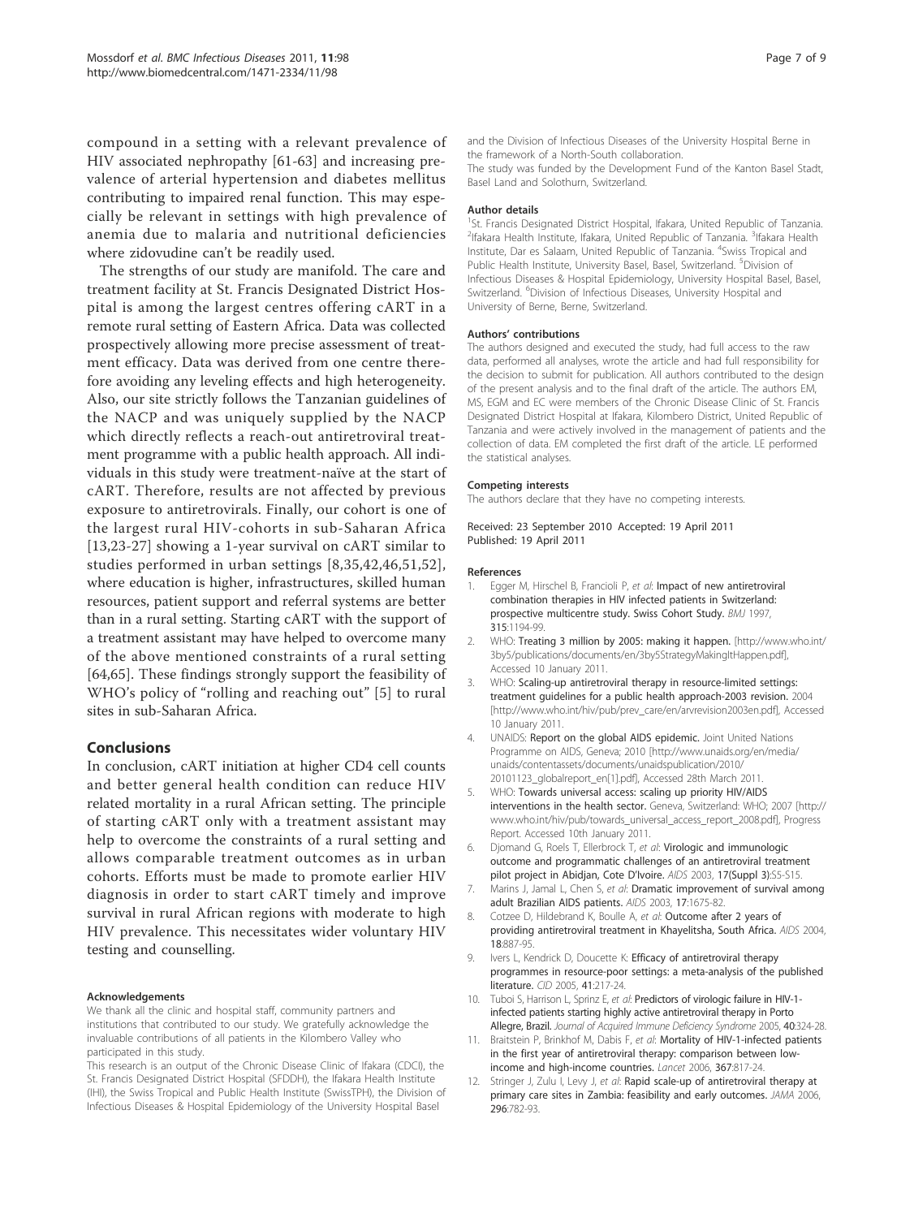compound in a setting with a relevant prevalence of HIV associated nephropathy [61-63] and increasing prevalence of arterial hypertension and diabetes mellitus contributing to impaired renal function. This may especially be relevant in settings with high prevalence of anemia due to malaria and nutritional deficiencies where zidovudine can't be readily used.

The strengths of our study are manifold. The care and treatment facility at St. Francis Designated District Hospital is among the largest centres offering cART in a remote rural setting of Eastern Africa. Data was collected prospectively allowing more precise assessment of treatment efficacy. Data was derived from one centre therefore avoiding any leveling effects and high heterogeneity. Also, our site strictly follows the Tanzanian guidelines of the NACP and was uniquely supplied by the NACP which directly reflects a reach-out antiretroviral treatment programme with a public health approach. All individuals in this study were treatment-naïve at the start of cART. Therefore, results are not affected by previous exposure to antiretrovirals. Finally, our cohort is one of the largest rural HIV-cohorts in sub-Saharan Africa [13,23-27] showing a 1-year survival on cART similar to studies performed in urban settings [8,35,42,46,51,52], where education is higher, infrastructures, skilled human resources, patient support and referral systems are better than in a rural setting. Starting cART with the support of a treatment assistant may have helped to overcome many of the above mentioned constraints of a rural setting [64,65]. These findings strongly support the feasibility of WHO's policy of "rolling and reaching out" [5] to rural sites in sub-Saharan Africa.

## Conclusions

In conclusion, cART initiation at higher CD4 cell counts and better general health condition can reduce HIV related mortality in a rural African setting. The principle of starting cART only with a treatment assistant may help to overcome the constraints of a rural setting and allows comparable treatment outcomes as in urban cohorts. Efforts must be made to promote earlier HIV diagnosis in order to start cART timely and improve survival in rural African regions with moderate to high HIV prevalence. This necessitates wider voluntary HIV testing and counselling.

#### Acknowledgements

We thank all the clinic and hospital staff, community partners and institutions that contributed to our study. We gratefully acknowledge the invaluable contributions of all patients in the Kilombero Valley who participated in this study.

This research is an output of the Chronic Disease Clinic of Ifakara (CDCI), the St. Francis Designated District Hospital (SFDDH), the Ifakara Health Institute (IHI), the Swiss Tropical and Public Health Institute (SwissTPH), the Division of Infectious Diseases & Hospital Epidemiology of the University Hospital Basel and the Division of Infectious Diseases of the University Hospital Berne in the framework of a North-South collaboration.

The study was funded by the Development Fund of the Kanton Basel Stadt, Basel Land and Solothurn, Switzerland.

#### Author details

[1]St. Francis Designated District Hospital, Ifakara, United Republic of Tanzania. [2]Ifakara Health Institute, Ifakara, United Republic of Tanzania. [3]Ifakara Health Institute, Dar es Salaam, United Republic of Tanzania. [4]Swiss Tropical and Public Health Institute, University Basel, Basel, Switzerland. [5]Division of Infectious Diseases & Hospital Epidemiology, University Hospital Basel, Basel, Switzerland. [6]Division of Infectious Diseases, University Hospital and University of Berne, Berne, Switzerland.

#### Authors' contributions

The authors designed and executed the study, had full access to the raw data, performed all analyses, wrote the article and had full responsibility for the decision to submit for publication. All authors contributed to the design of the present analysis and to the final draft of the article. The authors EM, MS, EGM and EC were members of the Chronic Disease Clinic of St. Francis Designated District Hospital at Ifakara, Kilombero District, United Republic of Tanzania and were actively involved in the management of patients and the collection of data. EM completed the first draft of the article. LE performed the statistical analyses.

#### Competing interests

The authors declare that they have no competing interests.

Received: 23 September 2010 Accepted: 19 April 2011
Published: 19 April 2011

#### References

1. Egger M, Hirschel B, Francioli P, *et al*: **Impact of new antiretroviral combination therapies in HIV infected patients in Switzerland: prospective multicentre study. Swiss Cohort Study.** *BMJ* 1997, **315**:1194-99.
2. WHO: **Treating 3 million by 2005: making it happen.** [http://www.who.int/3by5/publications/documents/en/3by5StrategyMakingItHappen.pdf], Accessed 10 January 2011.
3. WHO: **Scaling-up antiretroviral therapy in resource-limited settings: treatment guidelines for a public health approach-2003 revision.** 2004 [http://www.who.int/hiv/pub/prev_care/en/arvrevision2003en.pdf], Accessed 10 January 2011.
4. UNAIDS: **Report on the global AIDS epidemic.** Joint United Nations Programme on AIDS, Geneva; 2010 [http://www.unaids.org/en/media/unaids/contentassets/documents/unaidspublication/2010/20101123_globalreport_en[1].pdf], Accessed 28th March 2011.
5. WHO: **Towards universal access: scaling up priority HIV/AIDS interventions in the health sector.** Geneva, Switzerland: WHO; 2007 [http://www.who.int/hiv/pub/towards_universal_access_report_2008.pdf], Progress Report. Accessed 10th January 2011.
6. Djomand G, Roels T, Ellerbrock T, *et al*: **Virologic and immunologic outcome and programmatic challenges of an antiretroviral treatment pilot project in Abidjan, Cote D'Ivoire.** *AIDS* 2003, **17(Suppl 3)**:S5-S15.
7. Marins J, Jamal L, Chen S, *et al*: **Dramatic improvement of survival among adult Brazilian AIDS patients.** *AIDS* 2003, **17**:1675-82.
8. Cotzee D, Hildebrand K, Boulle A, *et al*: **Outcome after 2 years of providing antiretroviral treatment in Khayelitsha, South Africa.** *AIDS* 2004, **18**:887-95.
9. Ivers L, Kendrick D, Doucette K: **Efficacy of antiretroviral therapy programmes in resource-poor settings: a meta-analysis of the published literature.** *CID* 2005, **41**:217-24.
10. Tuboi S, Harrison L, Sprinz E, *et al*: **Predictors of virologic failure in HIV-1-infected patients starting highly active antiretroviral therapy in Porto Allegre, Brazil.** *Journal of Acquired Immune Deficiency Syndrome* 2005, **40**:324-28.
11. Braitstein P, Brinkhof M, Dabis F, *et al*: **Mortality of HIV-1-infected patients in the first year of antiretroviral therapy: comparison between low-income and high-income countries.** *Lancet* 2006, **367**:817-24.
12. Stringer J, Zulu I, Levy J, *et al*: **Rapid scale-up of antiretroviral therapy at primary care sites in Zambia: feasibility and early outcomes.** *JAMA* 2006, **296**:782-93.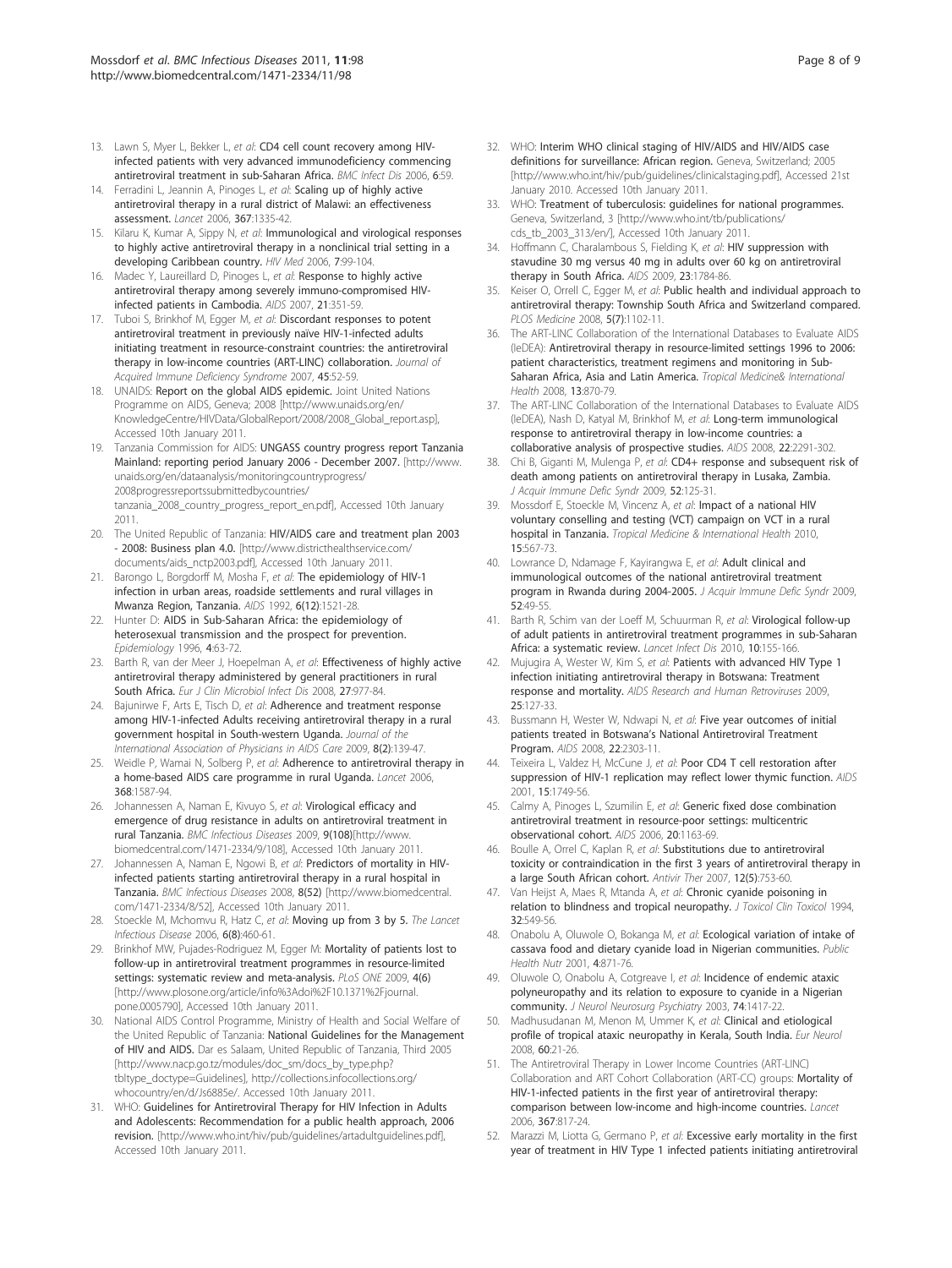13. Lawn S, Myer L, Bekker L, *et al*: **CD4 cell count recovery among HIV-infected patients with very advanced immunodeficiency commencing antiretroviral treatment in sub-Saharan Africa.** *BMC Infect Dis* 2006, **6**:59.
14. Ferradini L, Jeannin A, Pinoges L, *et al*: **Scaling up of highly active antiretroviral therapy in a rural district of Malawi: an effectiveness assessment.** *Lancet* 2006, **367**:1335-42.
15. Kilaru K, Kumar A, Sippy N, *et al*: **Immunological and virological responses to highly active antiretroviral therapy in a nonclinical trial setting in a developing Caribbean country.** *HIV Med* 2006, **7**:99-104.
16. Madec Y, Laureillard D, Pinoges L, *et al*: **Response to highly active antiretroviral therapy among severely immuno-compromised HIV-infected patients in Cambodia.** *AIDS* 2007, **21**:351-59.
17. Tuboi S, Brinkhof M, Egger M, *et al*: **Discordant responses to potent antiretroviral treatment in previously naïve HIV-1-infected adults initiating treatment in resource-constraint countries: the antiretroviral therapy in low-income countries (ART-LINC) collaboration.** *Journal of Acquired Immune Deficiency Syndrome* 2007, **45**:52-59.
18. UNAIDS: **Report on the global AIDS epidemic.** Joint United Nations Programme on AIDS, Geneva; 2008 [http://www.unaids.org/en/KnowledgeCentre/HIVData/GlobalReport/2008/2008_Global_report.asp], Accessed 10th January 2011.
19. Tanzania Commission for AIDS: **UNGASS country progress report Tanzania Mainland: reporting period January 2006 - December 2007.** [http://www.unaids.org/en/dataanalysis/monitoringcountryprogress/2008progressreportssubmittedbycountries/tanzania_2008_country_progress_report_en.pdf], Accessed 10th January 2011.
20. The United Republic of Tanzania: **HIV/AIDS care and treatment plan 2003 - 2008: Business plan 4.0.** [http://www.districthealthservice.com/documents/aids_nctp2003.pdf], Accessed 10th January 2011.
21. Barongo L, Borgdorff M, Mosha F, *et al*: **The epidemiology of HIV-1 infection in urban areas, roadside settlements and rural villages in Mwanza Region, Tanzania.** *AIDS* 1992, **6(12)**:1521-28.
22. Hunter D: **AIDS in Sub-Saharan Africa: the epidemiology of heterosexual transmission and the prospect for prevention.** *Epidemiology* 1996, **4**:63-72.
23. Barth R, van der Meer J, Hoepelman A, *et al*: **Effectiveness of highly active antiretroviral therapy administered by general practitioners in rural South Africa.** *Eur J Clin Microbiol Infect Dis* 2008, **27**:977-84.
24. Bajunirwe F, Arts E, Tisch D, *et al*: **Adherence and treatment response among HIV-1-infected Adults receiving antiretroviral therapy in a rural government hospital in South-western Uganda.** *Journal of the International Association of Physicians in AIDS Care* 2009, **8(2)**:139-47.
25. Weidle P, Wamai N, Solberg P, *et al*: **Adherence to antiretroviral therapy in a home-based AIDS care programme in rural Uganda.** *Lancet* 2006, **368**:1587-94.
26. Johannessen A, Naman E, Kivuyo S, *et al*: **Virological efficacy and emergence of drug resistance in adults on antiretroviral treatment in rural Tanzania.** *BMC Infectious Diseases* 2009, **9(108)**[http://www.biomedcentral.com/1471-2334/9/108], Accessed 10th January 2011.
27. Johannessen A, Naman E, Ngowi B, *et al*: **Predictors of mortality in HIV-infected patients starting antiretroviral therapy in a rural hospital in Tanzania.** *BMC Infectious Diseases* 2008, **8(52)** [http://www.biomedcentral.com/1471-2334/8/52], Accessed 10th January 2011.
28. Stoeckle M, Mchomvu R, Hatz C, *et al*: **Moving up from 3 by 5.** *The Lancet Infectious Disease* 2006, **6(8)**:460-61.
29. Brinkhof MW, Pujades-Rodriguez M, Egger M: **Mortality of patients lost to follow-up in antiretroviral treatment programmes in resource-limited settings: systematic review and meta-analysis.** *PLoS ONE* 2009, **4(6)** [http://www.plosone.org/article/info%3Adoi%2F10.1371%2Fjournal.pone.0005790], Accessed 10th January 2011.
30. National AIDS Control Programme, Ministry of Health and Social Welfare of the United Republic of Tanzania: **National Guidelines for the Management of HIV and AIDS.** Dar es Salaam, United Republic of Tanzania, Third 2005 [http://www.nacp.go.tz/modules/doc_sm/docs_by_type.php?tbltype_doctype=Guidelines], http://collections.infocollections.org/whocountry/en/d/Js6885e/. Accessed 10th January 2011.
31. WHO: **Guidelines for Antiretroviral Therapy for HIV Infection in Adults and Adolescents: Recommendation for a public health approach, 2006 revision.** [http://www.who.int/hiv/pub/guidelines/artadultguidelines.pdf], Accessed 10th January 2011.
32. WHO: **Interim WHO clinical staging of HIV/AIDS and HIV/AIDS case definitions for surveillance: African region.** Geneva, Switzerland; 2005 [http://www.who.int/hiv/pub/guidelines/clinicalstaging.pdf], Accessed 21st January 2010. Accessed 10th January 2011.
33. WHO: **Treatment of tuberculosis: guidelines for national programmes.** Geneva, Switzerland, 3 [http://www.who.int/tb/publications/cds_tb_2003_313/en/], Accessed 10th January 2011.
34. Hoffmann C, Charalambous S, Fielding K, *et al*: **HIV suppression with stavudine 30 mg versus 40 mg in adults over 60 kg on antiretroviral therapy in South Africa.** *AIDS* 2009, **23**:1784-86.
35. Keiser O, Orrell C, Egger M, *et al*: **Public health and individual approach to antiretroviral therapy: Township South Africa and Switzerland compared.** *PLOS Medicine* 2008, **5(7)**:1102-11.
36. The ART-LINC Collaboration of the International Databases to Evaluate AIDS (IeDEA): **Antiretroviral therapy in resource-limited settings 1996 to 2006: patient characteristics, treatment regimens and monitoring in Sub-Saharan Africa, Asia and Latin America.** *Tropical Medicine& International Health* 2008, **13**:870-79.
37. The ART-LINC Collaboration of the International Databases to Evaluate AIDS (IeDEA), Nash D, Katyal M, Brinkhof M, *et al*: **Long-term immunological response to antiretroviral therapy in low-income countries: a collaborative analysis of prospective studies.** *AIDS* 2008, **22**:2291-302.
38. Chi B, Giganti M, Mulenga P, *et al*: **CD4+ response and subsequent risk of death among patients on antiretroviral therapy in Lusaka, Zambia.** *J Acquir Immune Defic Syndr* 2009, **52**:125-31.
39. Mossdorf E, Stoeckle M, Vincenz A, *et al*: **Impact of a national HIV voluntary conselling and testing (VCT) campaign on VCT in a rural hospital in Tanzania.** *Tropical Medicine & International Health* 2010, **15**:567-73.
40. Lowrance D, Ndamage F, Kayirangwa E, *et al*: **Adult clinical and immunological outcomes of the national antiretroviral treatment program in Rwanda during 2004-2005.** *J Acquir Immune Defic Syndr* 2009, **52**:49-55.
41. Barth R, Schim van der Loeff M, Schuurman R, *et al*: **Virological follow-up of adult patients in antiretroviral treatment programmes in sub-Saharan Africa: a systematic review.** *Lancet Infect Dis* 2010, **10**:155-166.
42. Mujugira A, Wester W, Kim S, *et al*: **Patients with advanced HIV Type 1 infection initiating antiretroviral therapy in Botswana: Treatment response and mortality.** *AIDS Research and Human Retroviruses* 2009, **25**:127-33.
43. Bussmann H, Wester W, Ndwapi N, *et al*: **Five year outcomes of initial patients treated in Botswana's National Antiretroviral Treatment Program.** *AIDS* 2008, **22**:2303-11.
44. Teixeira L, Valdez H, McCune J, *et al*: **Poor CD4 T cell restoration after suppression of HIV-1 replication may reflect lower thymic function.** *AIDS* 2001, **15**:1749-56.
45. Calmy A, Pinoges L, Szumilin E, *et al*: **Generic fixed dose combination antiretroviral treatment in resource-poor settings: multicentric observational cohort.** *AIDS* 2006, **20**:1163-69.
46. Boulle A, Orrel C, Kaplan R, *et al*: **Substitutions due to antiretroviral toxicity or contraindication in the first 3 years of antiretroviral therapy in a large South African cohort.** *Antivir Ther* 2007, **12(5)**:753-60.
47. Van Heijst A, Maes R, Mtanda A, *et al*: **Chronic cyanide poisoning in relation to blindness and tropical neuropathy.** *J Toxicol Clin Toxicol* 1994, **32**:549-56.
48. Onabolu A, Oluwole O, Bokanga M, *et al*: **Ecological variation of intake of cassava food and dietary cyanide load in Nigerian communities.** *Public Health Nutr* 2001, **4**:871-76.
49. Oluwole O, Onabolu A, Cotgreave I, *et al*: **Incidence of endemic ataxic polyneuropathy and its relation to exposure to cyanide in a Nigerian community.** *J Neurol Neurosurg Psychiatry* 2003, **74**:1417-22.
50. Madhusudanan M, Menon M, Ummer K, *et al*: **Clinical and etiological profile of tropical ataxic neuropathy in Kerala, South India.** *Eur Neurol* 2008, **60**:21-26.
51. The Antiretroviral Therapy in Lower Income Countries (ART-LINC) Collaboration and ART Cohort Collaboration (ART-CC) groups: **Mortality of HIV-1-infected patients in the first year of antiretroviral therapy: comparison between low-income and high-income countries.** *Lancet* 2006, **367**:817-24.
52. Marazzi M, Liotta G, Germano P, *et al*: **Excessive early mortality in the first year of treatment in HIV Type 1 infected patients initiating antiretroviral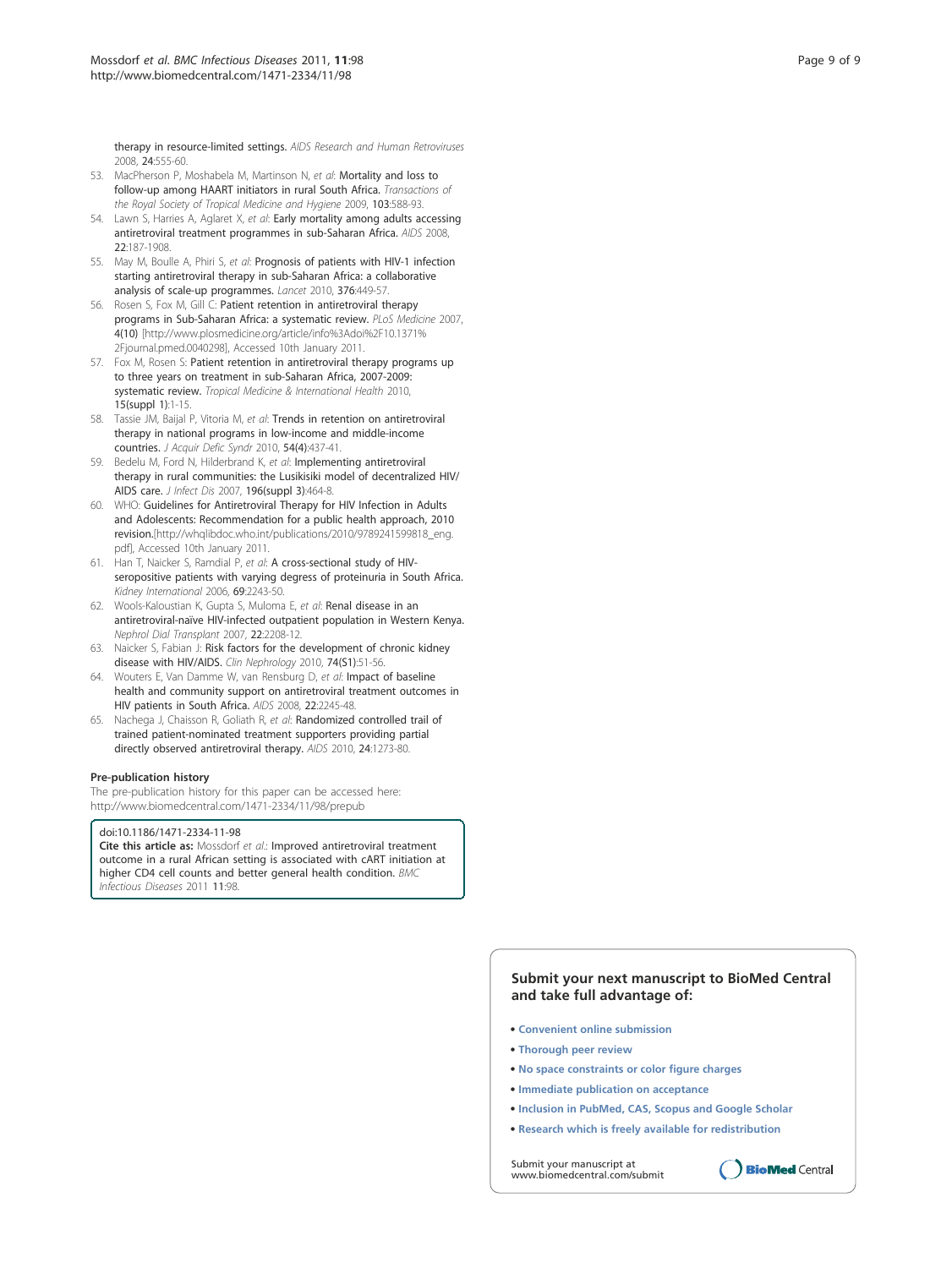therapy in resource-limited settings. *AIDS Research and Human Retroviruses* 2008, **24**:555-60.

53. MacPherson P, Moshabela M, Martinson N, *et al*: **Mortality and loss to follow-up among HAART initiators in rural South Africa.** *Transactions of the Royal Society of Tropical Medicine and Hygiene* 2009, **103**:588-93.
54. Lawn S, Harries A, Aglaret X, *et al*: **Early mortality among adults accessing antiretroviral treatment programmes in sub-Saharan Africa.** *AIDS* 2008, **22**:187-1908.
55. May M, Boulle A, Phiri S, *et al*: **Prognosis of patients with HIV-1 infection starting antiretroviral therapy in sub-Saharan Africa: a collaborative analysis of scale-up programmes.** *Lancet* 2010, **376**:449-57.
56. Rosen S, Fox M, Gill C: **Patient retention in antiretroviral therapy programs in Sub-Saharan Africa: a systematic review.** *PLoS Medicine* 2007, **4(10)** [http://www.plosmedicine.org/article/info%3Adoi%2F10.1371%2Fjournal.pmed.0040298], Accessed 10th January 2011.
57. Fox M, Rosen S: **Patient retention in antiretroviral therapy programs up to three years on treatment in sub-Saharan Africa, 2007-2009: systematic review.** *Tropical Medicine & International Health* 2010, **15(suppl 1)**:1-15.
58. Tassie JM, Baijal P, Vitoria M, *et al*: **Trends in retention on antiretroviral therapy in national programs in low-income and middle-income countries.** *J Acquir Defic Syndr* 2010, **54(4)**:437-41.
59. Bedelu M, Ford N, Hilderbrand K, *et al*: **Implementing antiretroviral therapy in rural communities: the Lusikisiki model of decentralized HIV/AIDS care.** *J Infect Dis* 2007, **196(suppl 3)**:464-8.
60. WHO: **Guidelines for Antiretroviral Therapy for HIV Infection in Adults and Adolescents: Recommendation for a public health approach, 2010 revision.**[http://whqlibdoc.who.int/publications/2010/9789241599818_eng.pdf], Accessed 10th January 2011.
61. Han T, Naicker S, Ramdial P, *et al*: **A cross-sectional study of HIV-seropositive patients with varying degress of proteinuria in South Africa.** *Kidney International* 2006, **69**:2243-50.
62. Wools-Kaloustian K, Gupta S, Muloma E, *et al*: **Renal disease in an antiretroviral-naïve HIV-infected outpatient population in Western Kenya.** *Nephrol Dial Transplant* 2007, **22**:2208-12.
63. Naicker S, Fabian J: **Risk factors for the development of chronic kidney disease with HIV/AIDS.** *Clin Nephrology* 2010, **74(S1)**:51-56.
64. Wouters E, Van Damme W, van Rensburg D, *et al*: **Impact of baseline health and community support on antiretroviral treatment outcomes in HIV patients in South Africa.** *AIDS* 2008, **22**:2245-48.
65. Nachega J, Chaisson R, Goliath R, *et al*: **Randomized controlled trail of trained patient-nominated treatment supporters providing partial directly observed antiretroviral therapy.** *AIDS* 2010, **24**:1273-80.

### Pre-publication history

The pre-publication history for this paper can be accessed here:
http://www.biomedcentral.com/1471-2334/11/98/prepub

doi:10.1186/1471-2334-11-98
**Cite this article as:** Mossdorf *et al.*: Improved antiretroviral treatment outcome in a rural African setting is associated with cART initiation at higher CD4 cell counts and better general health condition. *BMC Infectious Diseases* 2011 **11**:98.

**Submit your next manuscript to BioMed Central and take full advantage of:**

- **Convenient online submission**
- **Thorough peer review**
- **No space constraints or color figure charges**
- **Immediate publication on acceptance**
- **Inclusion in PubMed, CAS, Scopus and Google Scholar**
- **Research which is freely available for redistribution**

Submit your manuscript at
www.biomedcentral.com/submit

BioMed Central